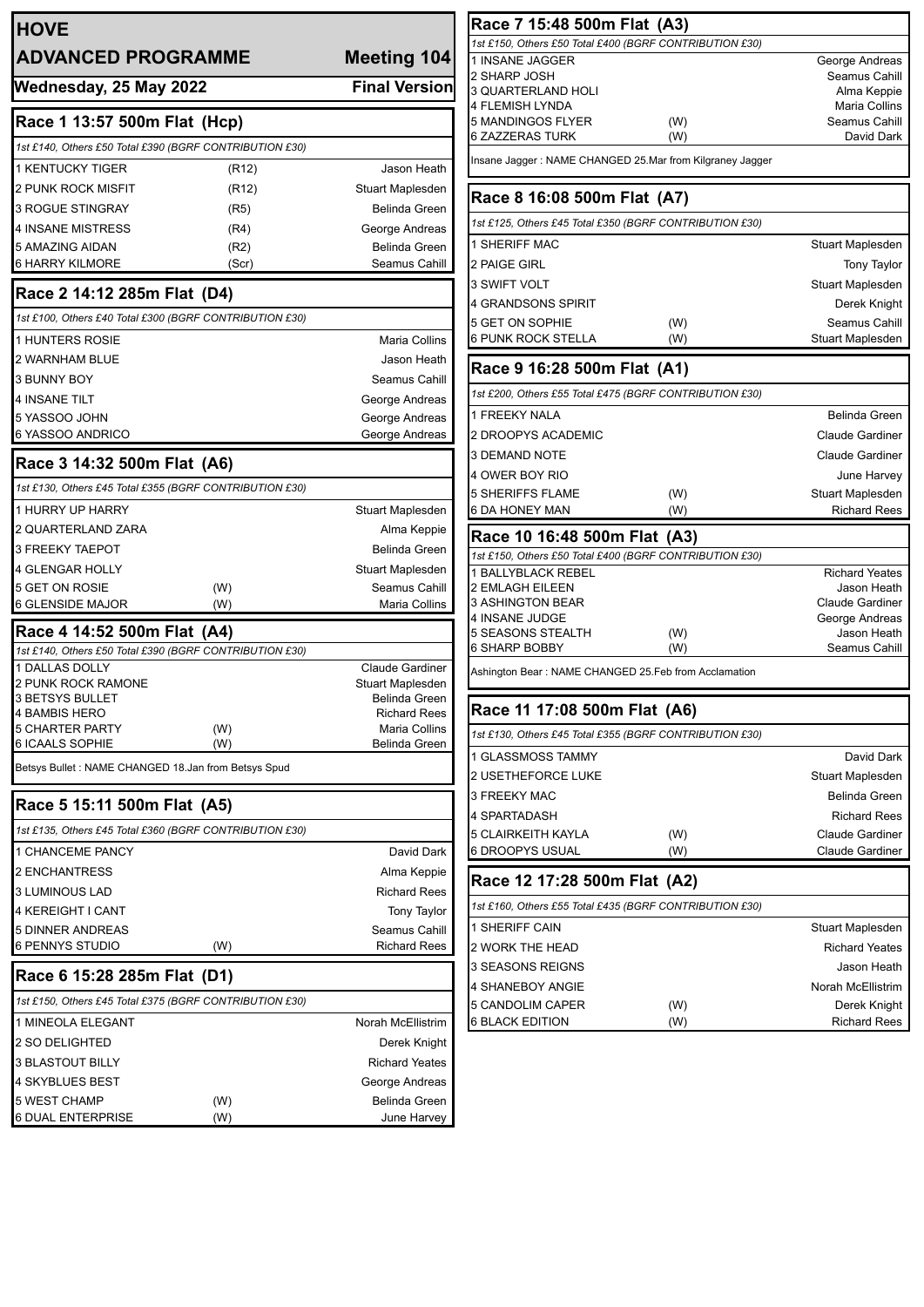# HOVE

## ADVANCED PROGRAMME — Meeting 104

**Wednesday, 25 May 2022** — **Final Version**

### Race 1 13:57 500m Flat (Hcp)

*1st £140, Others £50 Total £390 (BGRF CONTRIBUTION £30)*

| | | |
|---|---|---|
| 1 KENTUCKY TIGER | (R12) | Jason Heath |
| 2 PUNK ROCK MISFIT | (R12) | Stuart Maplesden |
| 3 ROGUE STINGRAY | (R5) | Belinda Green |
| 4 INSANE MISTRESS | (R4) | George Andreas |
| 5 AMAZING AIDAN | (R2) | Belinda Green |
| 6 HARRY KILMORE | (Scr) | Seamus Cahill |

### Race 2 14:12 285m Flat (D4)

*1st £100, Others £40 Total £300 (BGRF CONTRIBUTION £30)*

| | | |
|---|---|---|
| 1 HUNTERS ROSIE | | Maria Collins |
| 2 WARNHAM BLUE | | Jason Heath |
| 3 BUNNY BOY | | Seamus Cahill |
| 4 INSANE TILT | | George Andreas |
| 5 YASSOO JOHN | | George Andreas |
| 6 YASSOO ANDRICO | | George Andreas |

### Race 3 14:32 500m Flat (A6)

*1st £130, Others £45 Total £355 (BGRF CONTRIBUTION £30)*

| | | |
|---|---|---|
| 1 HURRY UP HARRY | | Stuart Maplesden |
| 2 QUARTERLAND ZARA | | Alma Keppie |
| 3 FREEKY TAEPOT | | Belinda Green |
| 4 GLENGAR HOLLY | | Stuart Maplesden |
| 5 GET ON ROSIE | (W) | Seamus Cahill |
| 6 GLENSIDE MAJOR | (W) | Maria Collins |

### Race 4 14:52 500m Flat (A4)

*1st £140, Others £50 Total £390 (BGRF CONTRIBUTION £30)*

| | | |
|---|---|---|
| 1 DALLAS DOLLY | | Claude Gardiner |
| 2 PUNK ROCK RAMONE | | Stuart Maplesden |
| 3 BETSYS BULLET | | Belinda Green |
| 4 BAMBIS HERO | | Richard Rees |
| 5 CHARTER PARTY | (W) | Maria Collins |
| 6 ICAALS SOPHIE | (W) | Belinda Green |

Betsys Bullet : NAME CHANGED 18.Jan from Betsys Spud

### Race 5 15:11 500m Flat (A5)

*1st £135, Others £45 Total £360 (BGRF CONTRIBUTION £30)*

| | | |
|---|---|---|
| 1 CHANCEME PANCY | | David Dark |
| 2 ENCHANTRESS | | Alma Keppie |
| 3 LUMINOUS LAD | | Richard Rees |
| 4 KEREIGHT I CANT | | Tony Taylor |
| 5 DINNER ANDREAS | | Seamus Cahill |
| 6 PENNYS STUDIO | (W) | Richard Rees |

### Race 6 15:28 285m Flat (D1)

*1st £150, Others £45 Total £375 (BGRF CONTRIBUTION £30)*

| | | |
|---|---|---|
| 1 MINEOLA ELEGANT | | Norah McEllistrim |
| 2 SO DELIGHTED | | Derek Knight |
| 3 BLASTOUT BILLY | | Richard Yeates |
| 4 SKYBLUES BEST | | George Andreas |
| 5 WEST CHAMP | (W) | Belinda Green |
| 6 DUAL ENTERPRISE | (W) | June Harvey |

### Race 7 15:48 500m Flat (A3)

*1st £150, Others £50 Total £400 (BGRF CONTRIBUTION £30)*

| | | |
|---|---|---|
| 1 INSANE JAGGER | | George Andreas |
| 2 SHARP JOSH | | Seamus Cahill |
| 3 QUARTERLAND HOLI | | Alma Keppie |
| 4 FLEMISH LYNDA | | Maria Collins |
| 5 MANDINGOS FLYER | (W) | Seamus Cahill |
| 6 ZAZZERAS TURK | (W) | David Dark |

Insane Jagger : NAME CHANGED 25.Mar from Kilgraney Jagger

### Race 8 16:08 500m Flat (A7)

*1st £125, Others £45 Total £350 (BGRF CONTRIBUTION £30)*

| | | |
|---|---|---|
| 1 SHERIFF MAC | | Stuart Maplesden |
| 2 PAIGE GIRL | | Tony Taylor |
| 3 SWIFT VOLT | | Stuart Maplesden |
| 4 GRANDSONS SPIRIT | | Derek Knight |
| 5 GET ON SOPHIE | (W) | Seamus Cahill |
| 6 PUNK ROCK STELLA | (W) | Stuart Maplesden |

### Race 9 16:28 500m Flat (A1)

*1st £200, Others £55 Total £475 (BGRF CONTRIBUTION £30)*

| | | |
|---|---|---|
| 1 FREEKY NALA | | Belinda Green |
| 2 DROOPYS ACADEMIC | | Claude Gardiner |
| 3 DEMAND NOTE | | Claude Gardiner |
| 4 OWER BOY RIO | | June Harvey |
| 5 SHERIFFS FLAME | (W) | Stuart Maplesden |
| 6 DA HONEY MAN | (W) | Richard Rees |

### Race 10 16:48 500m Flat (A3)

*1st £150, Others £50 Total £400 (BGRF CONTRIBUTION £30)*

| | | |
|---|---|---|
| 1 BALLYBLACK REBEL | | Richard Yeates |
| 2 EMLAGH EILEEN | | Jason Heath |
| 3 ASHINGTON BEAR | | Claude Gardiner |
| 4 INSANE JUDGE | | George Andreas |
| 5 SEASONS STEALTH | (W) | Jason Heath |
| 6 SHARP BOBBY | (W) | Seamus Cahill |

Ashington Bear : NAME CHANGED 25.Feb from Acclamation

### Race 11 17:08 500m Flat (A6)

*1st £130, Others £45 Total £355 (BGRF CONTRIBUTION £30)*

| | | |
|---|---|---|
| 1 GLASSMOSS TAMMY | | David Dark |
| 2 USETHEFORCE LUKE | | Stuart Maplesden |
| 3 FREEKY MAC | | Belinda Green |
| 4 SPARTADASH | | Richard Rees |
| 5 CLAIRKEITH KAYLA | (W) | Claude Gardiner |
| 6 DROOPYS USUAL | (W) | Claude Gardiner |

### Race 12 17:28 500m Flat (A2)

*1st £160, Others £55 Total £435 (BGRF CONTRIBUTION £30)*

| | | |
|---|---|---|
| 1 SHERIFF CAIN | | Stuart Maplesden |
| 2 WORK THE HEAD | | Richard Yeates |
| 3 SEASONS REIGNS | | Jason Heath |
| 4 SHANEBOY ANGIE | | Norah McEllistrim |
| 5 CANDOLIM CAPER | (W) | Derek Knight |
| 6 BLACK EDITION | (W) | Richard Rees |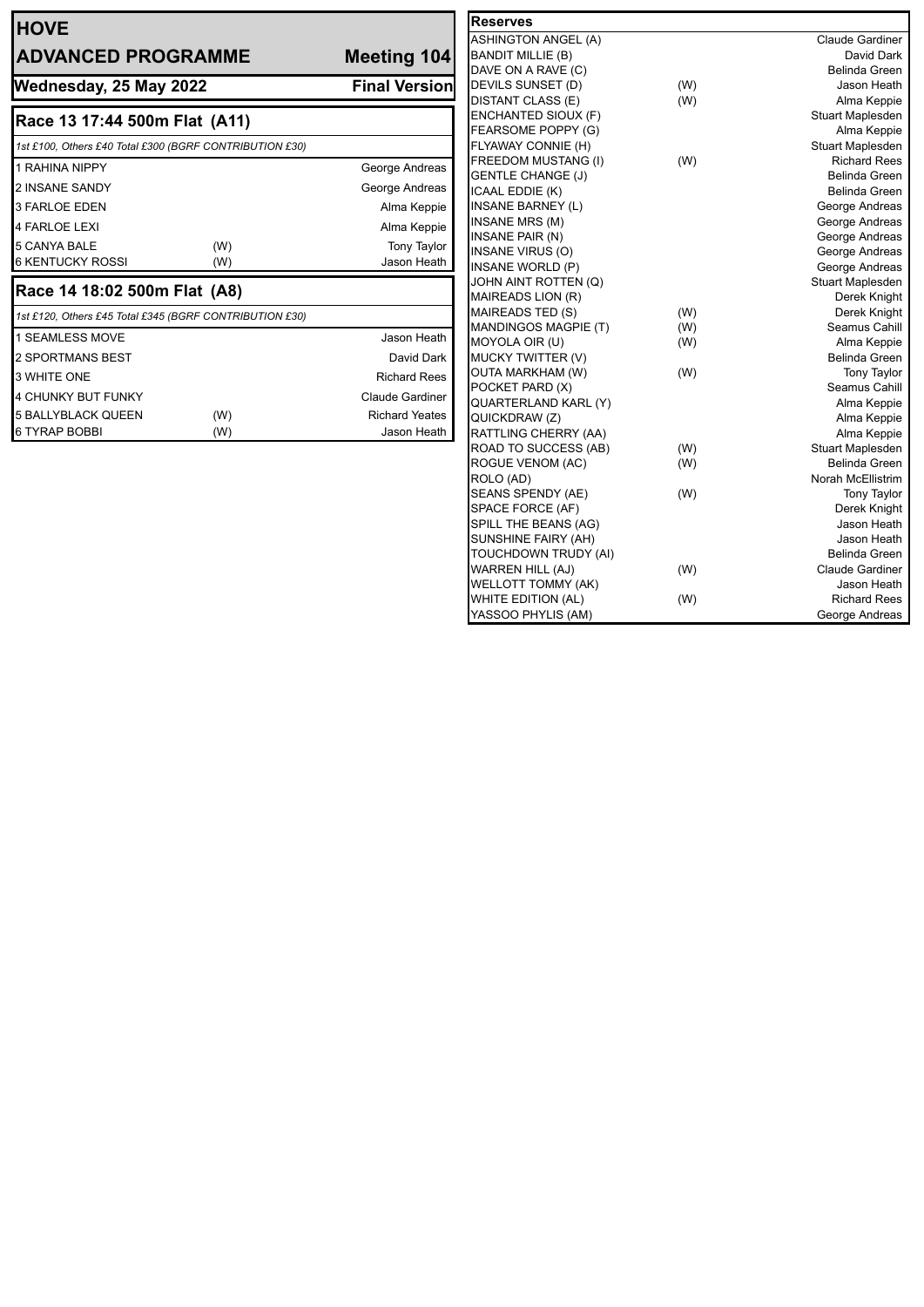# HOVE

## ADVANCED PROGRAMME — Meeting 104

**Wednesday, 25 May 2022** — **Final Version**

### Race 13 17:44 500m Flat (A11)

*1st £100, Others £40 Total £300 (BGRF CONTRIBUTION £30)*

| | | |
|---|---|---|
| 1 RAHINA NIPPY | | George Andreas |
| 2 INSANE SANDY | | George Andreas |
| 3 FARLOE EDEN | | Alma Keppie |
| 4 FARLOE LEXI | | Alma Keppie |
| 5 CANYA BALE | (W) | Tony Taylor |
| 6 KENTUCKY ROSSI | (W) | Jason Heath |

### Race 14 18:02 500m Flat (A8)

*1st £120, Others £45 Total £345 (BGRF CONTRIBUTION £30)*

| | | |
|---|---|---|
| 1 SEAMLESS MOVE | | Jason Heath |
| 2 SPORTMANS BEST | | David Dark |
| 3 WHITE ONE | | Richard Rees |
| 4 CHUNKY BUT FUNKY | | Claude Gardiner |
| 5 BALLYBLACK QUEEN | (W) | Richard Yeates |
| 6 TYRAP BOBBI | (W) | Jason Heath |

### Reserves

| | | |
|---|---|---|
| ASHINGTON ANGEL (A) | | Claude Gardiner |
| BANDIT MILLIE (B) | | David Dark |
| DAVE ON A RAVE (C) | | Belinda Green |
| DEVILS SUNSET (D) | (W) | Jason Heath |
| DISTANT CLASS (E) | (W) | Alma Keppie |
| ENCHANTED SIOUX (F) | | Stuart Maplesden |
| FEARSOME POPPY (G) | | Alma Keppie |
| FLYAWAY CONNIE (H) | | Stuart Maplesden |
| FREEDOM MUSTANG (I) | (W) | Richard Rees |
| GENTLE CHANGE (J) | | Belinda Green |
| ICAAL EDDIE (K) | | Belinda Green |
| INSANE BARNEY (L) | | George Andreas |
| INSANE MRS (M) | | George Andreas |
| INSANE PAIR (N) | | George Andreas |
| INSANE VIRUS (O) | | George Andreas |
| INSANE WORLD (P) | | George Andreas |
| JOHN AINT ROTTEN (Q) | | Stuart Maplesden |
| MAIREADS LION (R) | | Derek Knight |
| MAIREADS TED (S) | (W) | Derek Knight |
| MANDINGOS MAGPIE (T) | (W) | Seamus Cahill |
| MOYOLA OIR (U) | (W) | Alma Keppie |
| MUCKY TWITTER (V) | | Belinda Green |
| OUTA MARKHAM (W) | (W) | Tony Taylor |
| POCKET PARD (X) | | Seamus Cahill |
| QUARTERLAND KARL (Y) | | Alma Keppie |
| QUICKDRAW (Z) | | Alma Keppie |
| RATTLING CHERRY (AA) | | Alma Keppie |
| ROAD TO SUCCESS (AB) | (W) | Stuart Maplesden |
| ROGUE VENOM (AC) | (W) | Belinda Green |
| ROLO (AD) | | Norah McEllistrim |
| SEANS SPENDY (AE) | (W) | Tony Taylor |
| SPACE FORCE (AF) | | Derek Knight |
| SPILL THE BEANS (AG) | | Jason Heath |
| SUNSHINE FAIRY (AH) | | Jason Heath |
| TOUCHDOWN TRUDY (AI) | | Belinda Green |
| WARREN HILL (AJ) | (W) | Claude Gardiner |
| WELLOTT TOMMY (AK) | | Jason Heath |
| WHITE EDITION (AL) | (W) | Richard Rees |
| YASSOO PHYLIS (AM) | | George Andreas |